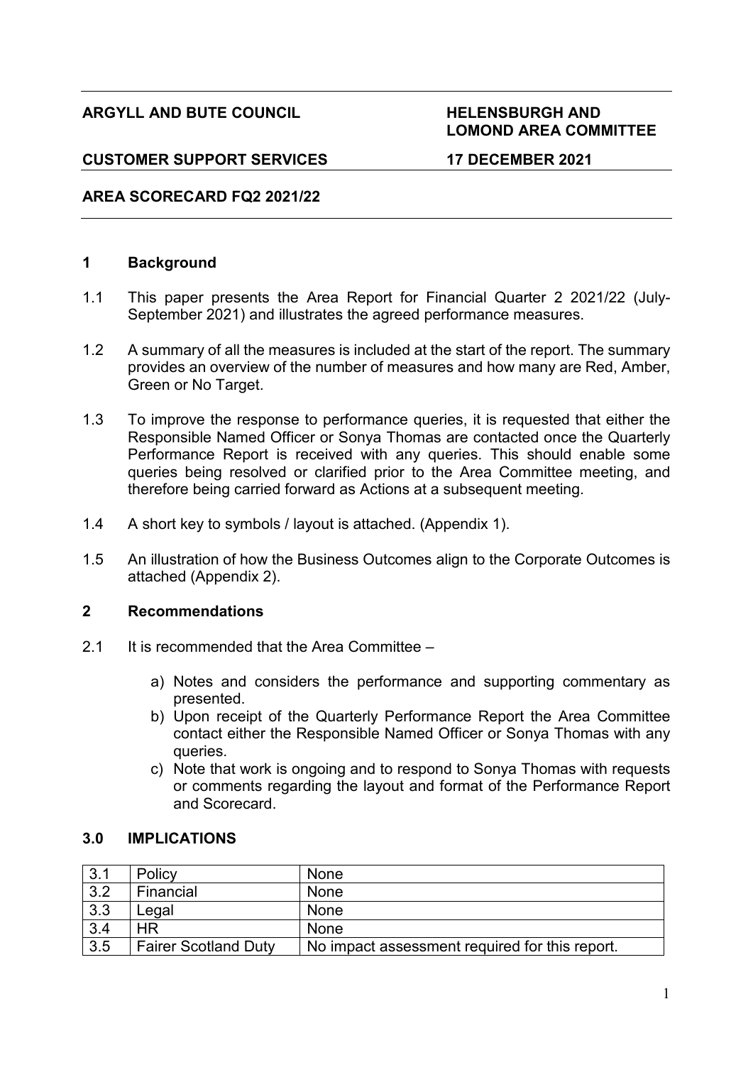**ARGYLL AND BUTE COUNCIL** **HELENSBURGH AND LOMOND AREA COMMITTEE**

**CUSTOMER SUPPORT SERVICES** **17 DECEMBER 2021**

**AREA SCORECARD FQ2 2021/22**

## 1 Background

1.1 This paper presents the Area Report for Financial Quarter 2 2021/22 (July-September 2021) and illustrates the agreed performance measures.

1.2 A summary of all the measures is included at the start of the report. The summary provides an overview of the number of measures and how many are Red, Amber, Green or No Target.

1.3 To improve the response to performance queries, it is requested that either the Responsible Named Officer or Sonya Thomas are contacted once the Quarterly Performance Report is received with any queries. This should enable some queries being resolved or clarified prior to the Area Committee meeting, and therefore being carried forward as Actions at a subsequent meeting.

1.4 A short key to symbols / layout is attached. (Appendix 1).

1.5 An illustration of how the Business Outcomes align to the Corporate Outcomes is attached (Appendix 2).

## 2 Recommendations

2.1 It is recommended that the Area Committee –

a) Notes and considers the performance and supporting commentary as presented.
b) Upon receipt of the Quarterly Performance Report the Area Committee contact either the Responsible Named Officer or Sonya Thomas with any queries.
c) Note that work is ongoing and to respond to Sonya Thomas with requests or comments regarding the layout and format of the Performance Report and Scorecard.

## 3.0 IMPLICATIONS

| | | |
|---|---|---|
| 3.1 | Policy | None |
| 3.2 | Financial | None |
| 3.3 | Legal | None |
| 3.4 | HR | None |
| 3.5 | Fairer Scotland Duty | No impact assessment required for this report. |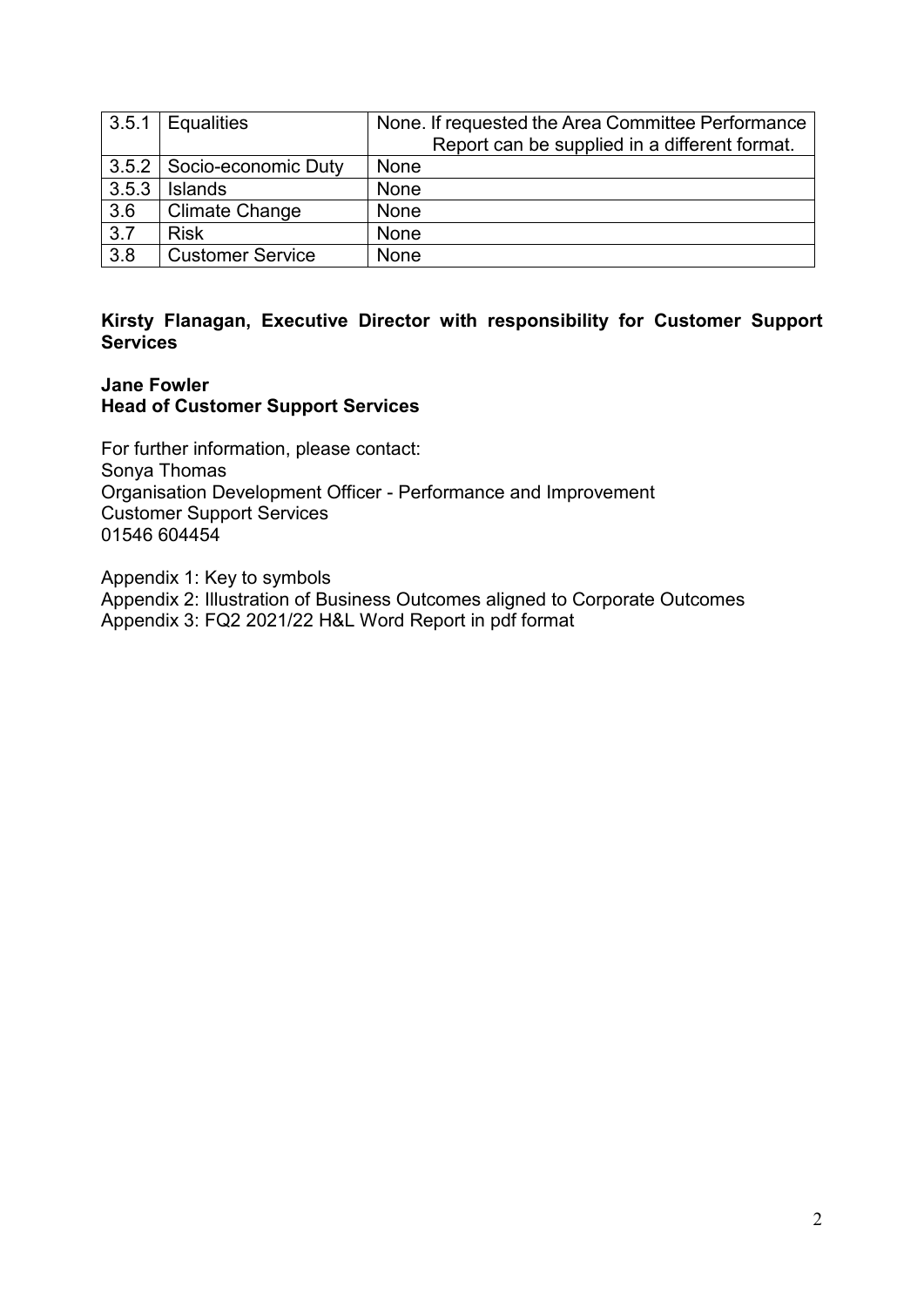| 3.5.1 | Equalities | None. If requested the Area Committee Performance Report can be supplied in a different format. |
|---|---|---|
| 3.5.2 | Socio-economic Duty | None |
| 3.5.3 | Islands | None |
| 3.6 | Climate Change | None |
| 3.7 | Risk | None |
| 3.8 | Customer Service | None |

**Kirsty Flanagan, Executive Director with responsibility for Customer Support Services**

**Jane Fowler**
**Head of Customer Support Services**

For further information, please contact:
Sonya Thomas
Organisation Development Officer - Performance and Improvement
Customer Support Services
01546 604454

Appendix 1: Key to symbols
Appendix 2: Illustration of Business Outcomes aligned to Corporate Outcomes
Appendix 3: FQ2 2021/22 H&L Word Report in pdf format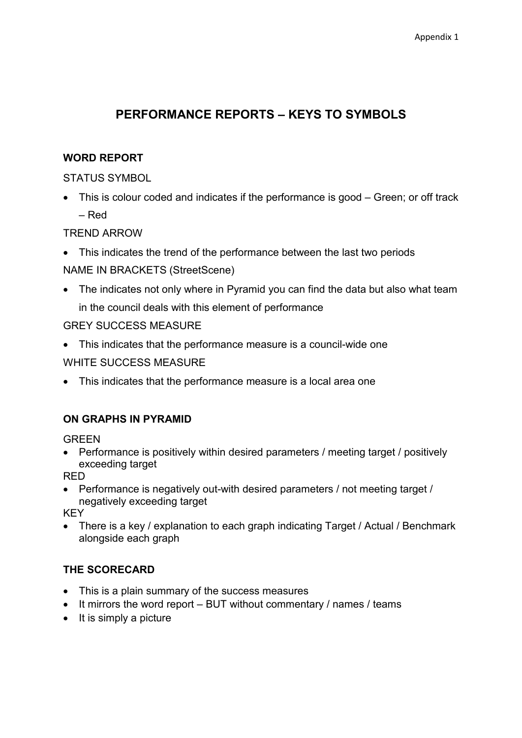Appendix 1

# PERFORMANCE REPORTS – KEYS TO SYMBOLS

## WORD REPORT

STATUS SYMBOL

- This is colour coded and indicates if the performance is good – Green; or off track – Red

TREND ARROW

- This indicates the trend of the performance between the last two periods

NAME IN BRACKETS (StreetScene)

- The indicates not only where in Pyramid you can find the data but also what team in the council deals with this element of performance

GREY SUCCESS MEASURE

- This indicates that the performance measure is a council-wide one

WHITE SUCCESS MEASURE

- This indicates that the performance measure is a local area one

## ON GRAPHS IN PYRAMID

GREEN

- Performance is positively within desired parameters / meeting target / positively exceeding target

RED

- Performance is negatively out-with desired parameters / not meeting target / negatively exceeding target

KEY

- There is a key / explanation to each graph indicating Target / Actual / Benchmark alongside each graph

## THE SCORECARD

- This is a plain summary of the success measures
- It mirrors the word report – BUT without commentary / names / teams
- It is simply a picture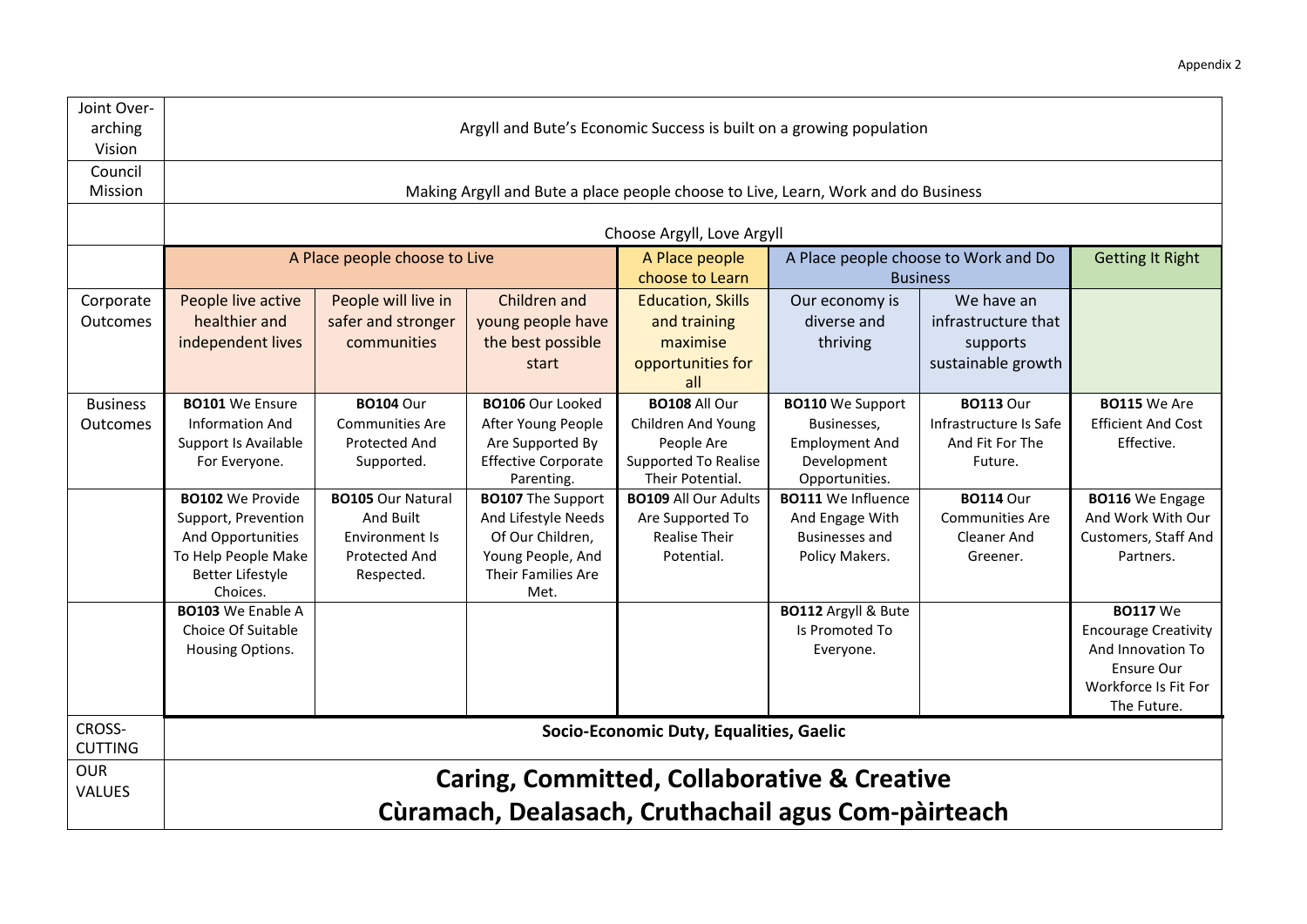Appendix 2

| Joint Over-arching Vision | Argyll and Bute's Economic Success is built on a growing population | | | | | | |
|---|---|---|---|---|---|---|---|
| Council Mission | Making Argyll and Bute a place people choose to Live, Learn, Work and do Business | | | | | | |
| | Choose Argyll, Love Argyll | | | | | | |
| | A Place people choose to Live | | | A Place people choose to Learn | A Place people choose to Work and Do Business | | Getting It Right |
| Corporate Outcomes | People live active healthier and independent lives | People will live in safer and stronger communities | Children and young people have the best possible start | Education, Skills and training maximise opportunities for all | Our economy is diverse and thriving | We have an infrastructure that supports sustainable growth | |
| Business Outcomes | **BO101** We Ensure Information And Support Is Available For Everyone. | **BO104** Our Communities Are Protected And Supported. | **BO106** Our Looked After Young People Are Supported By Effective Corporate Parenting. | **BO108** All Our Children And Young People Are Supported To Realise Their Potential. | **BO110** We Support Businesses, Employment And Development Opportunities. | **BO113** Our Infrastructure Is Safe And Fit For The Future. | **BO115** We Are Efficient And Cost Effective. |
| | **BO102** We Provide Support, Prevention And Opportunities To Help People Make Better Lifestyle Choices. | **BO105** Our Natural And Built Environment Is Protected And Respected. | **BO107** The Support And Lifestyle Needs Of Our Children, Young People, And Their Families Are Met. | **BO109** All Our Adults Are Supported To Realise Their Potential. | **BO111** We Influence And Engage With Businesses and Policy Makers. | **BO114** Our Communities Are Cleaner And Greener. | **BO116** We Engage And Work With Our Customers, Staff And Partners. |
| | **BO103** We Enable A Choice Of Suitable Housing Options. | | | | **BO112** Argyll & Bute Is Promoted To Everyone. | | **BO117** We Encourage Creativity And Innovation To Ensure Our Workforce Is Fit For The Future. |
| CROSS-CUTTING | **Socio-Economic Duty, Equalities, Gaelic** | | | | | | |
| OUR VALUES | **Caring, Committed, Collaborative & Creative<br>Cùramach, Dealasach, Cruthachail agus Com-pàirteach** | | | | | | |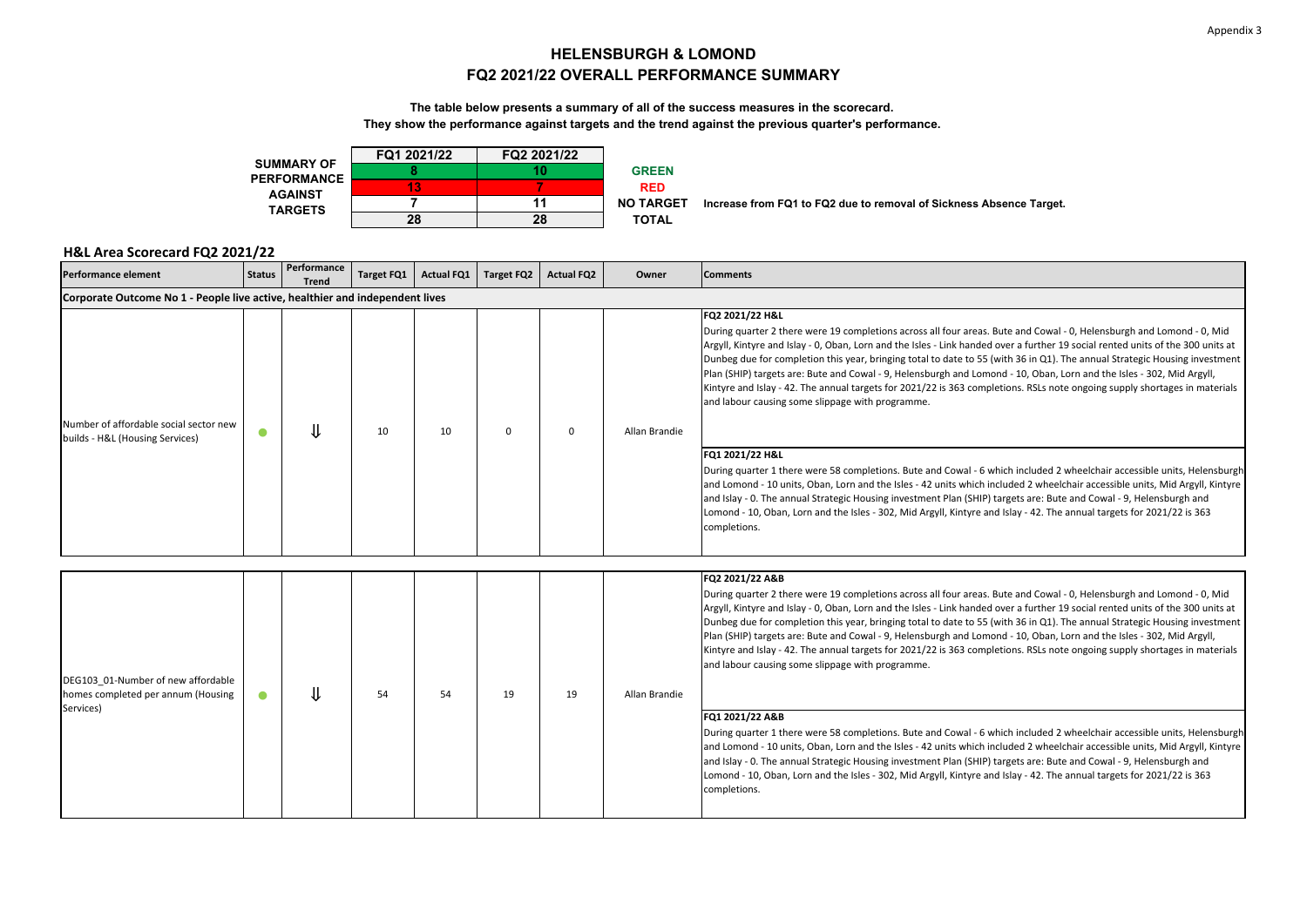Appendix 3

# HELENSBURGH & LOMOND
# FQ2 2021/22 OVERALL PERFORMANCE SUMMARY

**The table below presents a summary of all of the success measures in the scorecard.**
**They show the performance against targets and the trend against the previous quarter's performance.**

| SUMMARY OF PERFORMANCE AGAINST TARGETS | FQ1 2021/22 | FQ2 2021/22 | | |
|---|---|---|---|---|
| | 8 | 10 | GREEN | |
| | 13 | 7 | RED | |
| | 7 | 11 | NO TARGET | Increase from FQ1 to FQ2 due to removal of Sickness Absence Target. |
| | 28 | 28 | TOTAL | |

## H&L Area Scorecard FQ2 2021/22

| Performance element | Status | Performance Trend | Target FQ1 | Actual FQ1 | Target FQ2 | Actual FQ2 | Owner | Comments |
|---|---|---|---|---|---|---|---|---|
| **Corporate Outcome No 1 - People live active, healthier and independent lives** | | | | | | | | |
| Number of affordable social sector new builds - H&L (Housing Services) | ● | ⇓ | 10 | 10 | 0 | 0 | Allan Brandie | **FQ2 2021/22 H&L** During quarter 2 there were 19 completions across all four areas. Bute and Cowal - 0, Helensburgh and Lomond - 0, Mid Argyll, Kintyre and Islay - 0, Oban, Lorn and the Isles - Link handed over a further 19 social rented units of the 300 units at Dunbeg due for completion this year, bringing total to date to 55 (with 36 in Q1). The annual Strategic Housing investment Plan (SHIP) targets are: Bute and Cowal - 9, Helensburgh and Lomond - 10, Oban, Lorn and the Isles - 302, Mid Argyll, Kintyre and Islay - 42. The annual targets for 2021/22 is 363 completions. RSLs note ongoing supply shortages in materials and labour causing some slippage with programme. **FQ1 2021/22 H&L** During quarter 1 there were 58 completions. Bute and Cowal - 6 which included 2 wheelchair accessible units, Helensburgh and Lomond - 10 units, Oban, Lorn and the Isles - 42 units which included 2 wheelchair accessible units, Mid Argyll, Kintyre and Islay - 0. The annual Strategic Housing investment Plan (SHIP) targets are: Bute and Cowal - 9, Helensburgh and Lomond - 10, Oban, Lorn and the Isles - 302, Mid Argyll, Kintyre and Islay - 42. The annual targets for 2021/22 is 363 completions. |
| DEG103_01-Number of new affordable homes completed per annum (Housing Services) | ● | ⇓ | 54 | 54 | 19 | 19 | Allan Brandie | **FQ2 2021/22 A&B** During quarter 2 there were 19 completions across all four areas. Bute and Cowal - 0, Helensburgh and Lomond - 0, Mid Argyll, Kintyre and Islay - 0, Oban, Lorn and the Isles - Link handed over a further 19 social rented units of the 300 units at Dunbeg due for completion this year, bringing total to date to 55 (with 36 in Q1). The annual Strategic Housing investment Plan (SHIP) targets are: Bute and Cowal - 9, Helensburgh and Lomond - 10, Oban, Lorn and the Isles - 302, Mid Argyll, Kintyre and Islay - 42. The annual targets for 2021/22 is 363 completions. RSLs note ongoing supply shortages in materials and labour causing some slippage with programme. **FQ1 2021/22 A&B** During quarter 1 there were 58 completions. Bute and Cowal - 6 which included 2 wheelchair accessible units, Helensburgh and Lomond - 10 units, Oban, Lorn and the Isles - 42 units which included 2 wheelchair accessible units, Mid Argyll, Kintyre and Islay - 0. The annual Strategic Housing investment Plan (SHIP) targets are: Bute and Cowal - 9, Helensburgh and Lomond - 10, Oban, Lorn and the Isles - 302, Mid Argyll, Kintyre and Islay - 42. The annual targets for 2021/22 is 363 completions. |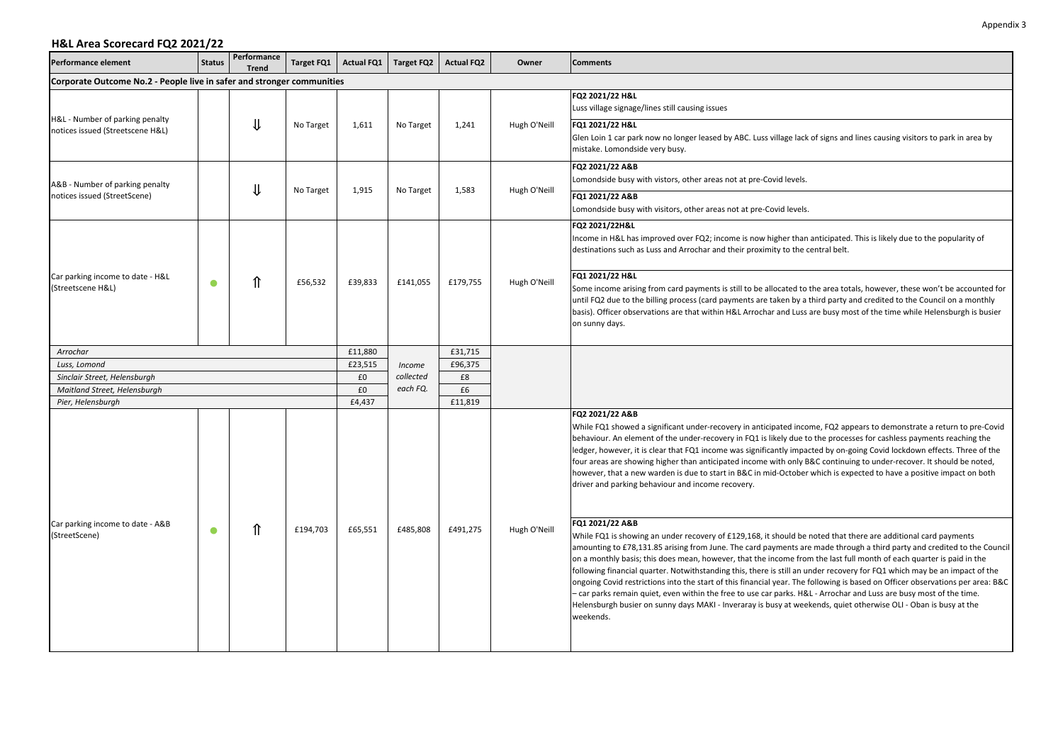Appendix 3

## H&L Area Scorecard FQ2 2021/22

| Performance element | Status | Performance Trend | Target FQ1 | Actual FQ1 | Target FQ2 | Actual FQ2 | Owner | Comments |
|---|---|---|---|---|---|---|---|---|
| **Corporate Outcome No.2 - People live in safer and stronger communities** | | | | | | | | |
| H&L - Number of parking penalty notices issued (Streetscene H&L) | | ⇓ | No Target | 1,611 | No Target | 1,241 | Hugh O'Neill | **FQ2 2021/22 H&L**<br>Luss village signage/lines still causing issues<br>**FQ1 2021/22 H&L**<br>Glen Loin 1 car park now no longer leased by ABC. Luss village lack of signs and lines causing visitors to park in area by mistake. Lomondside very busy. |
| A&B - Number of parking penalty notices issued (StreetScene) | | ⇓ | No Target | 1,915 | No Target | 1,583 | Hugh O'Neill | **FQ2 2021/22 A&B**<br>Lomondside busy with vistors, other areas not at pre-Covid levels.<br>**FQ1 2021/22 A&B**<br>Lomondside busy with visitors, other areas not at pre-Covid levels. |
| Car parking income to date - H&L (Streetscene H&L) | ● | ⇑ | £56,532 | £39,833 | £141,055 | £179,755 | Hugh O'Neill | **FQ2 2021/22H&L**<br>Income in H&L has improved over FQ2; income is now higher than anticipated. This is likely due to the popularity of destinations such as Luss and Arrochar and their proximity to the central belt.<br>**FQ1 2021/22 H&L**<br>Some income arising from card payments is still to be allocated to the area totals, however, these won't be accounted for until FQ2 due to the billing process (card payments are taken by a third party and credited to the Council on a monthly basis). Officer observations are that within H&L Arrochar and Luss are busy most of the time while Helensburgh is busier on sunny days. |
| *Arrochar* | | | | £11,880 | *Income collected each FQ.* | £31,715 | | |
| *Luss, Lomond* | | | | £23,515 | | £96,375 | | |
| *Sinclair Street, Helensburgh* | | | | £0 | | £8 | | |
| *Maitland Street, Helensburgh* | | | | £0 | | £6 | | |
| *Pier, Helensburgh* | | | | £4,437 | | £11,819 | | |
| Car parking income to date - A&B (StreetScene) | ● | ⇑ | £194,703 | £65,551 | £485,808 | £491,275 | Hugh O'Neill | **FQ2 2021/22 A&B**<br>While FQ1 showed a significant under-recovery in anticipated income, FQ2 appears to demonstrate a return to pre-Covid behaviour. An element of the under-recovery in FQ1 is likely due to the processes for cashless payments reaching the ledger, however, it is clear that FQ1 income was significantly impacted by on-going Covid lockdown effects. Three of the four areas are showing higher than anticipated income with only B&C continuing to under-recover. It should be noted, however, that a new warden is due to start in B&C in mid-October which is expected to have a positive impact on both driver and parking behaviour and income recovery.<br>**FQ1 2021/22 A&B**<br>While FQ1 is showing an under recovery of £129,168, it should be noted that there are additional card payments amounting to £78,131.85 arising from June. The card payments are made through a third party and credited to the Council on a monthly basis; this does mean, however, that the income from the last full month of each quarter is paid in the following financial quarter. Notwithstanding this, there is still an under recovery for FQ1 which may be an impact of the ongoing Covid restrictions into the start of this financial year. The following is based on Officer observations per area: B&C – car parks remain quiet, even within the free to use car parks. H&L - Arrochar and Luss are busy most of the time. Helensburgh busier on sunny days MAKI - Inveraray is busy at weekends, quiet otherwise OLI - Oban is busy at the weekends. |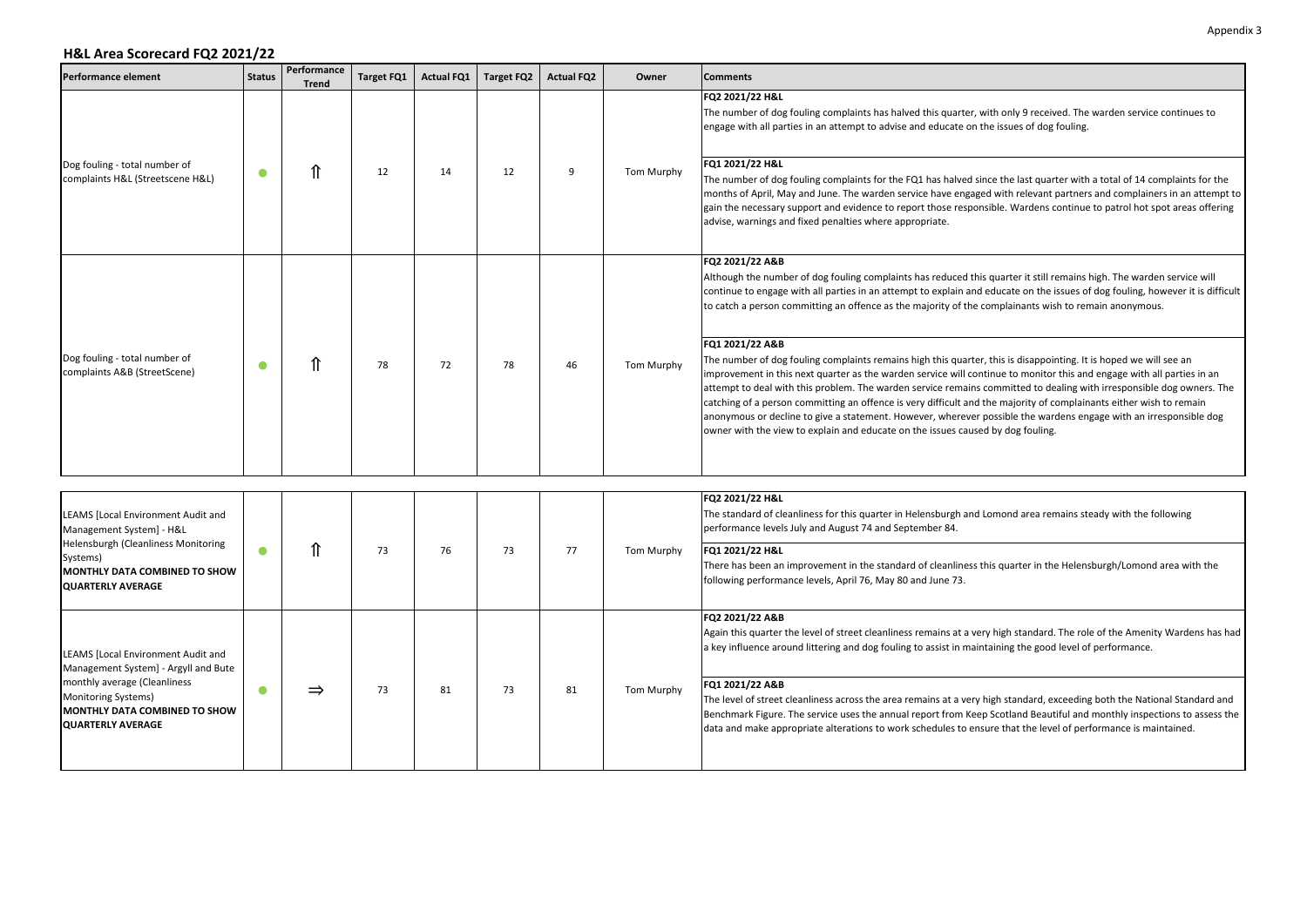Appendix 3

## H&L Area Scorecard FQ2 2021/22

| Performance element | Status | Performance Trend | Target FQ1 | Actual FQ1 | Target FQ2 | Actual FQ2 | Owner | Comments |
|---|---|---|---|---|---|---|---|---|
| Dog fouling - total number of complaints H&L (Streetscene H&L) | ● | ⇑ | 12 | 14 | 12 | 9 | Tom Murphy | **FQ2 2021/22 H&L** The number of dog fouling complaints has halved this quarter, with only 9 received. The warden service continues to engage with all parties in an attempt to advise and educate on the issues of dog fouling. **FQ1 2021/22 H&L** The number of dog fouling complaints for the FQ1 has halved since the last quarter with a total of 14 complaints for the months of April, May and June. The warden service have engaged with relevant partners and complainers in an attempt to gain the necessary support and evidence to report those responsible. Wardens continue to patrol hot spot areas offering advise, warnings and fixed penalties where appropriate. |
| Dog fouling - total number of complaints A&B (StreetScene) | ● | ⇑ | 78 | 72 | 78 | 46 | Tom Murphy | **FQ2 2021/22 A&B** Although the number of dog fouling complaints has reduced this quarter it still remains high. The warden service will continue to engage with all parties in an attempt to explain and educate on the issues of dog fouling, however it is difficult to catch a person committing an offence as the majority of the complainants wish to remain anonymous. **FQ1 2021/22 A&B** The number of dog fouling complaints remains high this quarter, this is disappointing. It is hoped we will see an improvement in this next quarter as the warden service will continue to monitor this and engage with all parties in an attempt to deal with this problem. The warden service remains committed to dealing with irresponsible dog owners. The catching of a person committing an offence is very difficult and the majority of complainants either wish to remain anonymous or decline to give a statement. However, wherever possible the wardens engage with an irresponsible dog owner with the view to explain and educate on the issues caused by dog fouling. |
| LEAMS [Local Environment Audit and Management System] - H&L Helensburgh (Cleanliness Monitoring Systems) **MONTHLY DATA COMBINED TO SHOW QUARTERLY AVERAGE** | ● | ⇑ | 73 | 76 | 73 | 77 | Tom Murphy | **FQ2 2021/22 H&L** The standard of cleanliness for this quarter in Helensburgh and Lomond area remains steady with the following performance levels July and August 74 and September 84. **FQ1 2021/22 H&L** There has been an improvement in the standard of cleanliness this quarter in the Helensburgh/Lomond area with the following performance levels, April 76, May 80 and June 73. |
| LEAMS [Local Environment Audit and Management System] - Argyll and Bute monthly average (Cleanliness Monitoring Systems) **MONTHLY DATA COMBINED TO SHOW QUARTERLY AVERAGE** | ● | ⇒ | 73 | 81 | 73 | 81 | Tom Murphy | **FQ2 2021/22 A&B** Again this quarter the level of street cleanliness remains at a very high standard. The role of the Amenity Wardens has had a key influence around littering and dog fouling to assist in maintaining the good level of performance. **FQ1 2021/22 A&B** The level of street cleanliness across the area remains at a very high standard, exceeding both the National Standard and Benchmark Figure. The service uses the annual report from Keep Scotland Beautiful and monthly inspections to assess the data and make appropriate alterations to work schedules to ensure that the level of performance is maintained. |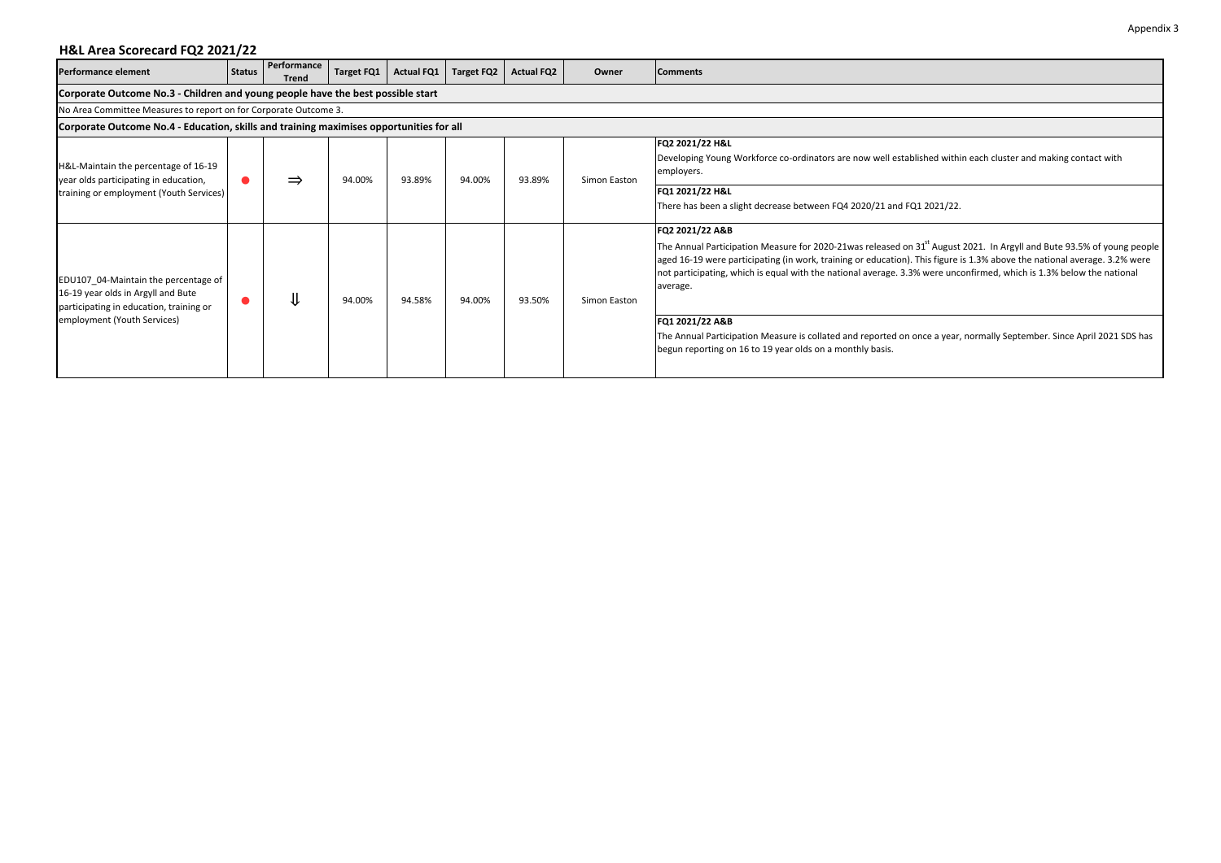Appendix 3

## H&L Area Scorecard FQ2 2021/22

| Performance element | Status | Performance Trend | Target FQ1 | Actual FQ1 | Target FQ2 | Actual FQ2 | Owner | Comments |
|---|---|---|---|---|---|---|---|---|
| **Corporate Outcome No.3 - Children and young people have the best possible start** | | | | | | | | |
| No Area Committee Measures to report on for Corporate Outcome 3. | | | | | | | | |
| **Corporate Outcome No.4 - Education, skills and training maximises opportunities for all** | | | | | | | | |
| H&L-Maintain the percentage of 16-19 year olds participating in education, training or employment (Youth Services) | ● | ⇒ | 94.00% | 93.89% | 94.00% | 93.89% | Simon Easton | **FQ2 2021/22 H&L** Developing Young Workforce co-ordinators are now well established within each cluster and making contact with employers. **FQ1 2021/22 H&L** There has been a slight decrease between FQ4 2020/21 and FQ1 2021/22. |
| EDU107_04-Maintain the percentage of 16-19 year olds in Argyll and Bute participating in education, training or employment (Youth Services) | ● | ⇓ | 94.00% | 94.58% | 94.00% | 93.50% | Simon Easton | **FQ2 2021/22 A&B** The Annual Participation Measure for 2020-21was released on 31st August 2021. In Argyll and Bute 93.5% of young people aged 16-19 were participating (in work, training or education). This figure is 1.3% above the national average. 3.2% were not participating, which is equal with the national average. 3.3% were unconfirmed, which is 1.3% below the national average. **FQ1 2021/22 A&B** The Annual Participation Measure is collated and reported on once a year, normally September. Since April 2021 SDS has begun reporting on 16 to 19 year olds on a monthly basis. |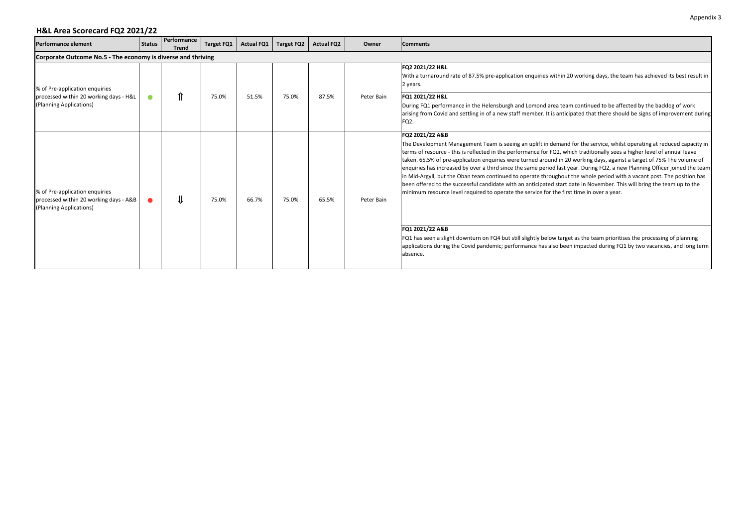Appendix 3

## H&L Area Scorecard FQ2 2021/22

| Performance element | Status | Performance Trend | Target FQ1 | Actual FQ1 | Target FQ2 | Actual FQ2 | Owner | Comments |
|---|---|---|---|---|---|---|---|---|
| **Corporate Outcome No.5 - The economy is diverse and thriving** | | | | | | | | |
| % of Pre-application enquiries processed within 20 working days - H&L (Planning Applications) | ● | ⇑ | 75.0% | 51.5% | 75.0% | 87.5% | Peter Bain | **FQ2 2021/22 H&L**<br>With a turnaround rate of 87.5% pre-application enquiries within 20 working days, the team has achieved its best result in 2 years.<br>**FQ1 2021/22 H&L**<br>During FQ1 performance in the Helensburgh and Lomond area team continued to be affected by the backlog of work arising from Covid and settling in of a new staff member. It is anticipated that there should be signs of improvement during FQ2. |
| % of Pre-application enquiries processed within 20 working days - A&B (Planning Applications) | ● | ⇓ | 75.0% | 66.7% | 75.0% | 65.5% | Peter Bain | **FQ2 2021/22 A&B**<br>The Development Management Team is seeing an uplift in demand for the service, whilst operating at reduced capacity in terms of resource - this is reflected in the performance for FQ2, which traditionally sees a higher level of annual leave taken. 65.5% of pre-application enquiries were turned around in 20 working days, against a target of 75% The volume of enquiries has increased by over a third since the same period last year. During FQ2, a new Planning Officer joined the team in Mid-Argyll, but the Oban team continued to operate throughout the whole period with a vacant post. The position has been offered to the successful candidate with an anticipated start date in November. This will bring the team up to the minimum resource level required to operate the service for the first time in over a year.<br>**FQ1 2021/22 A&B**<br>FQ1 has seen a slight downturn on FQ4 but still slightly below target as the team prioritises the processing of planning applications during the Covid pandemic; performance has also been impacted during FQ1 by two vacancies, and long term absence. |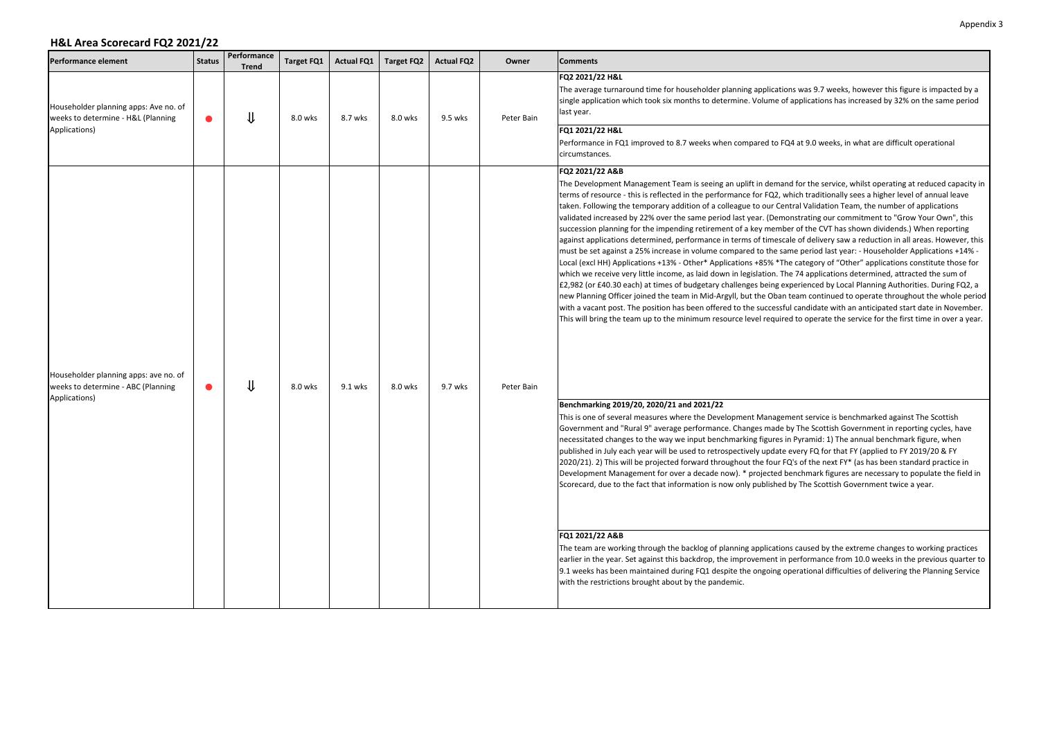## H&L Area Scorecard FQ2 2021/22

| Performance element | Status | Performance Trend | Target FQ1 | Actual FQ1 | Target FQ2 | Actual FQ2 | Owner | Comments |
|---|---|---|---|---|---|---|---|---|
| Householder planning apps: Ave no. of weeks to determine - H&L (Planning Applications) | ● | ⇓ | 8.0 wks | 8.7 wks | 8.0 wks | 9.5 wks | Peter Bain | **FQ2 2021/22 H&L**<br>The average turnaround time for householder planning applications was 9.7 weeks, however this figure is impacted by a single application which took six months to determine. Volume of applications has increased by 32% on the same period last year.<br>**FQ1 2021/22 H&L**<br>Performance in FQ1 improved to 8.7 weeks when compared to FQ4 at 9.0 weeks, in what are difficult operational circumstances. |
| Householder planning apps: ave no. of weeks to determine - ABC (Planning Applications) | ● | ⇓ | 8.0 wks | 9.1 wks | 8.0 wks | 9.7 wks | Peter Bain | **FQ2 2021/22 A&B**<br>The Development Management Team is seeing an uplift in demand for the service, whilst operating at reduced capacity in terms of resource - this is reflected in the performance for FQ2, which traditionally sees a higher level of annual leave taken. Following the temporary addition of a colleague to our Central Validation Team, the number of applications validated increased by 22% over the same period last year. (Demonstrating our commitment to "Grow Your Own", this succession planning for the impending retirement of a key member of the CVT has shown dividends.) When reporting against applications determined, performance in terms of timescale of delivery saw a reduction in all areas. However, this must be set against a 25% increase in volume compared to the same period last year: - Householder Applications +14% - Local (excl HH) Applications +13% - Other* Applications +85% *The category of "Other" applications constitute those for which we receive very little income, as laid down in legislation. The 74 applications determined, attracted the sum of £2,982 (or £40.30 each) at times of budgetary challenges being experienced by Local Planning Authorities. During FQ2, a new Planning Officer joined the team in Mid-Argyll, but the Oban team continued to operate throughout the whole period with a vacant post. The position has been offered to the successful candidate with an anticipated start date in November. This will bring the team up to the minimum resource level required to operate the service for the first time in over a year.<br>**Benchmarking 2019/20, 2020/21 and 2021/22**<br>This is one of several measures where the Development Management service is benchmarked against The Scottish Government and "Rural 9" average performance. Changes made by The Scottish Government in reporting cycles, have necessitated changes to the way we input benchmarking figures in Pyramid: 1) The annual benchmark figure, when published in July each year will be used to retrospectively update every FQ for that FY (applied to FY 2019/20 & FY 2020/21). 2) This will be projected forward throughout the four FQ's of the next FY* (as has been standard practice in Development Management for over a decade now). * projected benchmark figures are necessary to populate the field in Scorecard, due to the fact that information is now only published by The Scottish Government twice a year.<br>**FQ1 2021/22 A&B**<br>The team are working through the backlog of planning applications caused by the extreme changes to working practices earlier in the year. Set against this backdrop, the improvement in performance from 10.0 weeks in the previous quarter to 9.1 weeks has been maintained during FQ1 despite the ongoing operational difficulties of delivering the Planning Service with the restrictions brought about by the pandemic. |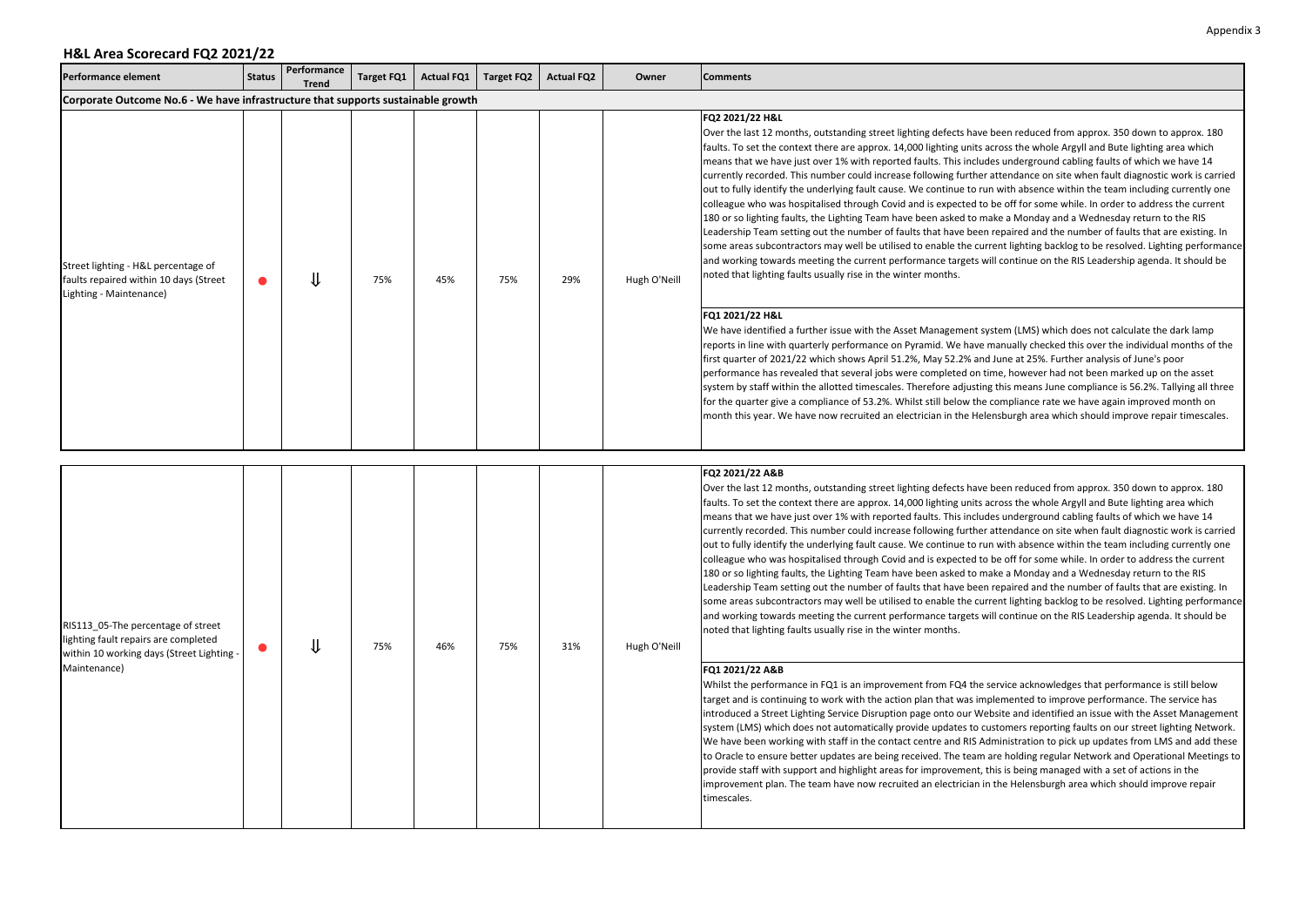Appendix 3

## H&L Area Scorecard FQ2 2021/22

| Performance element | Status | Performance Trend | Target FQ1 | Actual FQ1 | Target FQ2 | Actual FQ2 | Owner | Comments |
|---|---|---|---|---|---|---|---|---|
| **Corporate Outcome No.6 - We have infrastructure that supports sustainable growth** | | | | | | | | |
| Street lighting - H&L percentage of faults repaired within 10 days (Street Lighting - Maintenance) | ● | ⇓ | 75% | 45% | 75% | 29% | Hugh O'Neill | **FQ2 2021/22 H&L** Over the last 12 months, outstanding street lighting defects have been reduced from approx. 350 down to approx. 180 faults. To set the context there are approx. 14,000 lighting units across the whole Argyll and Bute lighting area which means that we have just over 1% with reported faults. This includes underground cabling faults of which we have 14 currently recorded. This number could increase following further attendance on site when fault diagnostic work is carried out to fully identify the underlying fault cause. We continue to run with absence within the team including currently one colleague who was hospitalised through Covid and is expected to be off for some while. In order to address the current 180 or so lighting faults, the Lighting Team have been asked to make a Monday and a Wednesday return to the RIS Leadership Team setting out the number of faults that have been repaired and the number of faults that are existing. In some areas subcontractors may well be utilised to enable the current lighting backlog to be resolved. Lighting performance and working towards meeting the current performance targets will continue on the RIS Leadership agenda. It should be noted that lighting faults usually rise in the winter months. <br><br> **FQ1 2021/22 H&L** We have identified a further issue with the Asset Management system (LMS) which does not calculate the dark lamp reports in line with quarterly performance on Pyramid. We have manually checked this over the individual months of the first quarter of 2021/22 which shows April 51.2%, May 52.2% and June at 25%. Further analysis of June's poor performance has revealed that several jobs were completed on time, however had not been marked up on the asset system by staff within the allotted timescales. Therefore adjusting this means June compliance is 56.2%. Tallying all three for the quarter give a compliance of 53.2%. Whilst still below the compliance rate we have again improved month on month this year. We have now recruited an electrician in the Helensburgh area which should improve repair timescales. |
| RIS113_05-The percentage of street lighting fault repairs are completed within 10 working days (Street Lighting - Maintenance) | ● | ⇓ | 75% | 46% | 75% | 31% | Hugh O'Neill | **FQ2 2021/22 A&B** Over the last 12 months, outstanding street lighting defects have been reduced from approx. 350 down to approx. 180 faults. To set the context there are approx. 14,000 lighting units across the whole Argyll and Bute lighting area which means that we have just over 1% with reported faults. This includes underground cabling faults of which we have 14 currently recorded. This number could increase following further attendance on site when fault diagnostic work is carried out to fully identify the underlying fault cause. We continue to run with absence within the team including currently one colleague who was hospitalised through Covid and is expected to be off for some while. In order to address the current 180 or so lighting faults, the Lighting Team have been asked to make a Monday and a Wednesday return to the RIS Leadership Team setting out the number of faults that have been repaired and the number of faults that are existing. In some areas subcontractors may well be utilised to enable the current lighting backlog to be resolved. Lighting performance and working towards meeting the current performance targets will continue on the RIS Leadership agenda. It should be noted that lighting faults usually rise in the winter months. <br><br> **FQ1 2021/22 A&B** Whilst the performance in FQ1 is an improvement from FQ4 the service acknowledges that performance is still below target and is continuing to work with the action plan that was implemented to improve performance. The service has introduced a Street Lighting Service Disruption page onto our Website and identified an issue with the Asset Management system (LMS) which does not automatically provide updates to customers reporting faults on our street lighting Network. We have been working with staff in the contact centre and RIS Administration to pick up updates from LMS and add these to Oracle to ensure better updates are being received. The team are holding regular Network and Operational Meetings to provide staff with support and highlight areas for improvement, this is being managed with a set of actions in the improvement plan. The team have now recruited an electrician in the Helensburgh area which should improve repair timescales. |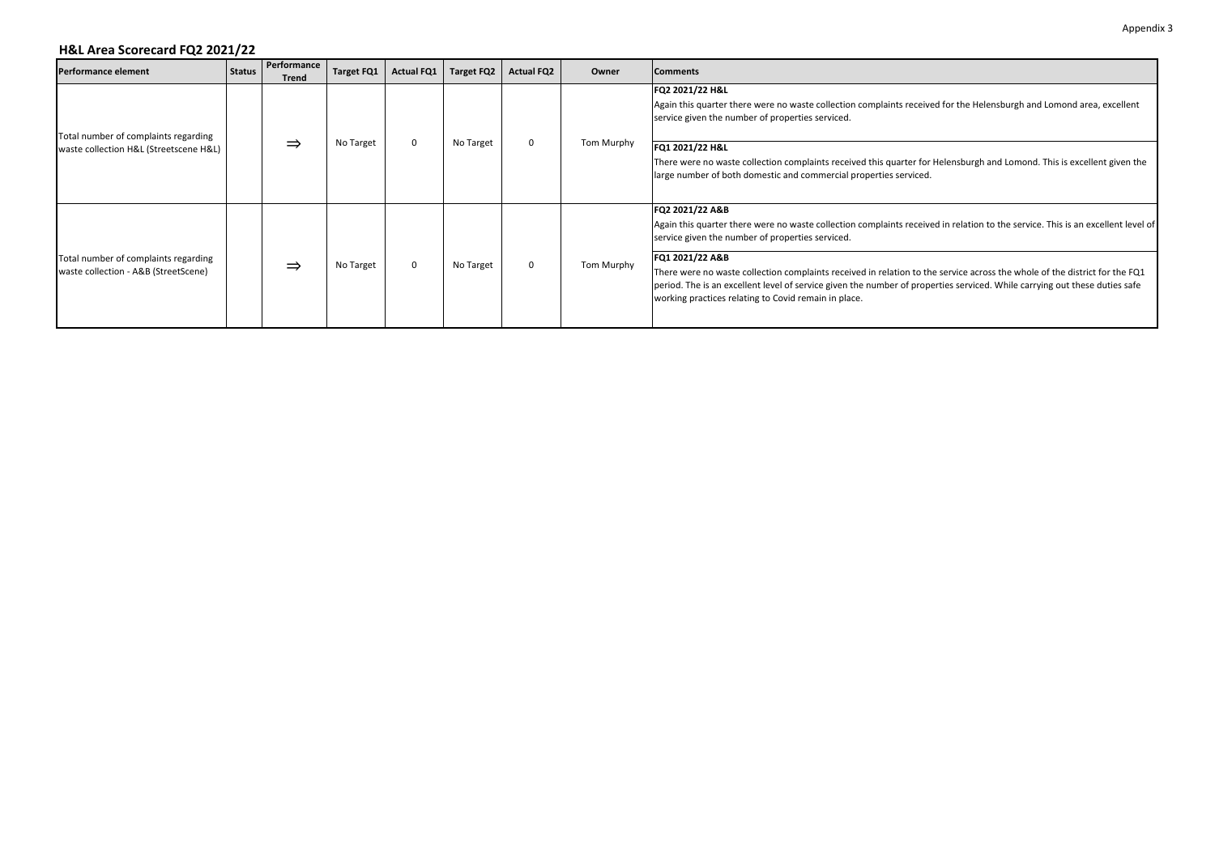Appendix 3

## H&L Area Scorecard FQ2 2021/22

| Performance element | Status | Performance Trend | Target FQ1 | Actual FQ1 | Target FQ2 | Actual FQ2 | Owner | Comments |
|---|---|---|---|---|---|---|---|---|
| Total number of complaints regarding waste collection H&L (Streetscene H&L) | | $\Rightarrow$ | No Target | 0 | No Target | 0 | Tom Murphy | **FQ2 2021/22 H&L** Again this quarter there were no waste collection complaints received for the Helensburgh and Lomond area, excellent service given the number of properties serviced. **FQ1 2021/22 H&L** There were no waste collection complaints received this quarter for Helensburgh and Lomond. This is excellent given the large number of both domestic and commercial properties serviced. |
| Total number of complaints regarding waste collection - A&B (StreetScene) | | $\Rightarrow$ | No Target | 0 | No Target | 0 | Tom Murphy | **FQ2 2021/22 A&B** Again this quarter there were no waste collection complaints received in relation to the service. This is an excellent level of service given the number of properties serviced. **FQ1 2021/22 A&B** There were no waste collection complaints received in relation to the service across the whole of the district for the FQ1 period. The is an excellent level of service given the number of properties serviced. While carrying out these duties safe working practices relating to Covid remain in place. |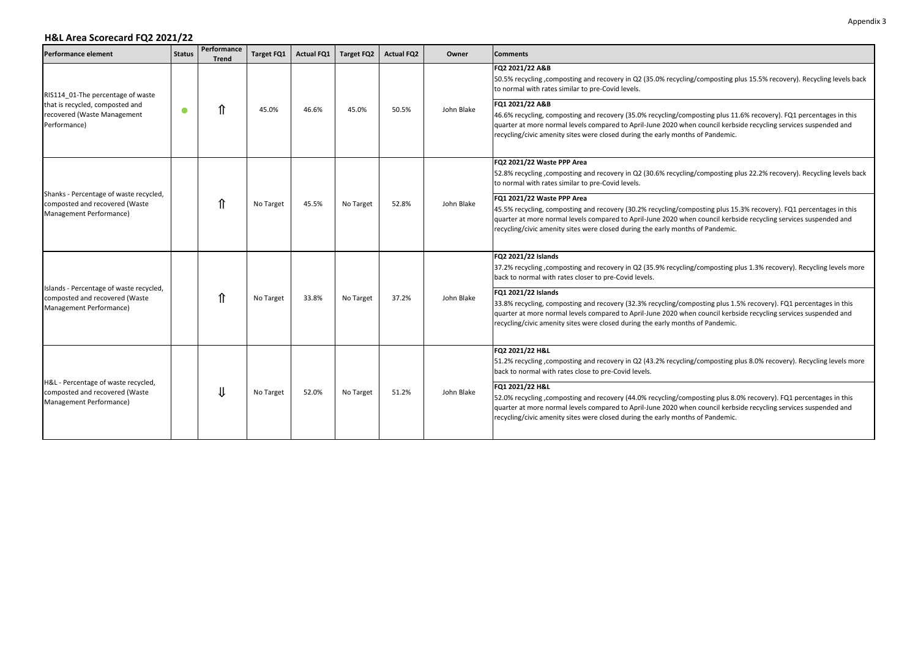Appendix 3

## H&L Area Scorecard FQ2 2021/22

| Performance element | Status | Performance Trend | Target FQ1 | Actual FQ1 | Target FQ2 | Actual FQ2 | Owner | Comments |
|---|---|---|---|---|---|---|---|---|
| RIS114_01-The percentage of waste that is recycled, composted and recovered (Waste Management Performance) | ● | ⇑ | 45.0% | 46.6% | 45.0% | 50.5% | John Blake | **FQ2 2021/22 A&B** 50.5% recycling ,composting and recovery in Q2 (35.0% recycling/composting plus 15.5% recovery). Recycling levels back to normal with rates similar to pre-Covid levels. **FQ1 2021/22 A&B** 46.6% recycling, composting and recovery (35.0% recycling/composting plus 11.6% recovery). FQ1 percentages in this quarter at more normal levels compared to April-June 2020 when council kerbside recycling services suspended and recycling/civic amenity sites were closed during the early months of Pandemic. |
| Shanks - Percentage of waste recycled, composted and recovered (Waste Management Performance) | | ⇑ | No Target | 45.5% | No Target | 52.8% | John Blake | **FQ2 2021/22 Waste PPP Area** 52.8% recycling ,composting and recovery in Q2 (30.6% recycling/composting plus 22.2% recovery). Recycling levels back to normal with rates similar to pre-Covid levels. **FQ1 2021/22 Waste PPP Area** 45.5% recycling, composting and recovery (30.2% recycling/composting plus 15.3% recovery). FQ1 percentages in this quarter at more normal levels compared to April-June 2020 when council kerbside recycling services suspended and recycling/civic amenity sites were closed during the early months of Pandemic. |
| Islands - Percentage of waste recycled, composted and recovered (Waste Management Performance) | | ⇑ | No Target | 33.8% | No Target | 37.2% | John Blake | **FQ2 2021/22 Islands** 37.2% recycling ,composting and recovery in Q2 (35.9% recycling/composting plus 1.3% recovery). Recycling levels more back to normal with rates closer to pre-Covid levels. **FQ1 2021/22 Islands** 33.8% recycling, composting and recovery (32.3% recycling/composting plus 1.5% recovery). FQ1 percentages in this quarter at more normal levels compared to April-June 2020 when council kerbside recycling services suspended and recycling/civic amenity sites were closed during the early months of Pandemic. |
| H&L - Percentage of waste recycled, composted and recovered (Waste Management Performance) | | ⇓ | No Target | 52.0% | No Target | 51.2% | John Blake | **FQ2 2021/22 H&L** 51.2% recycling ,composting and recovery in Q2 (43.2% recycling/composting plus 8.0% recovery). Recycling levels more back to normal with rates close to pre-Covid levels. **FQ1 2021/22 H&L** 52.0% recycling ,composting and recovery (44.0% recycling/composting plus 8.0% recovery). FQ1 percentages in this quarter at more normal levels compared to April-June 2020 when council kerbside recycling services suspended and recycling/civic amenity sites were closed during the early months of Pandemic. |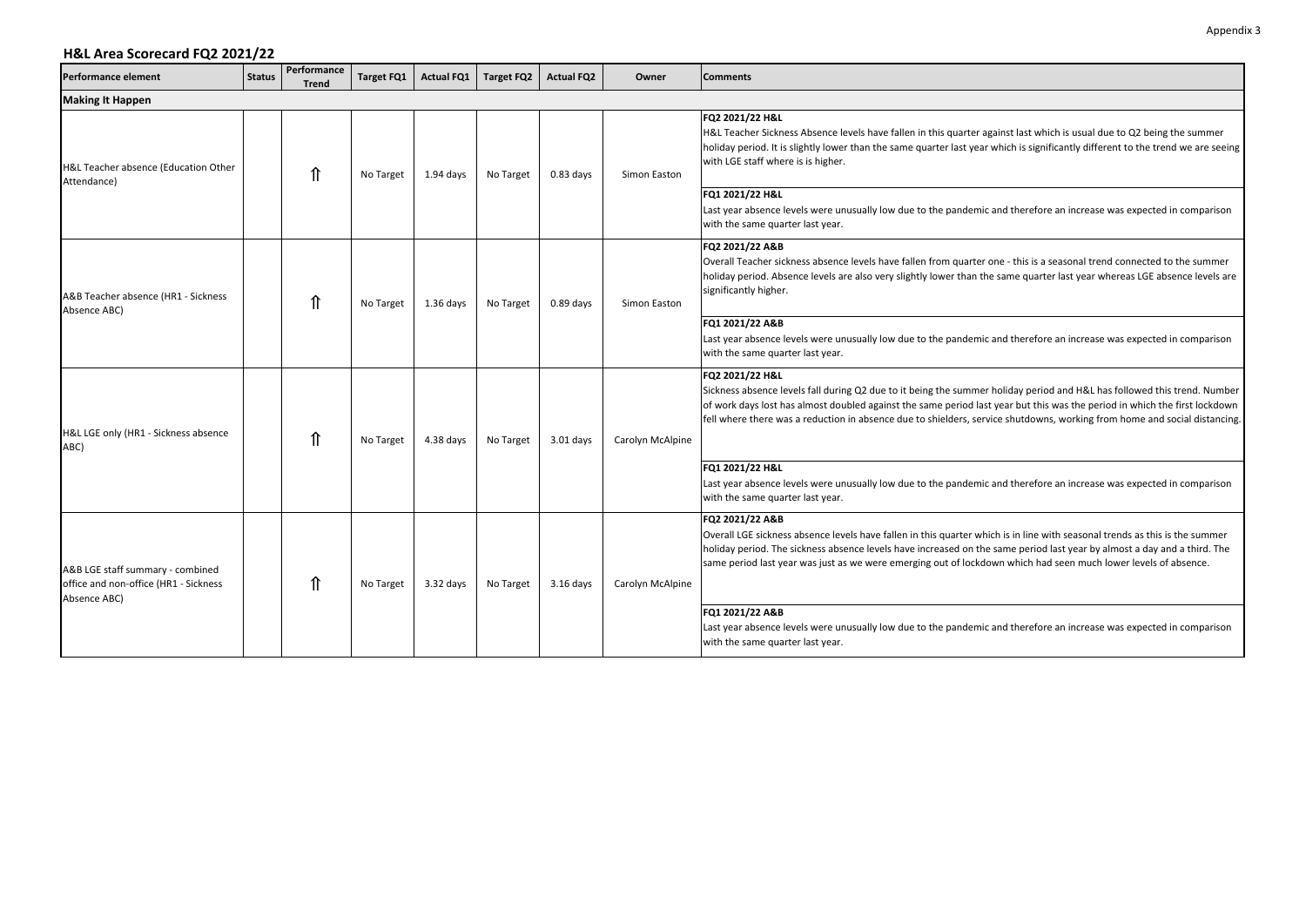Appendix 3

## H&L Area Scorecard FQ2 2021/22

| Performance element | Status | Performance Trend | Target FQ1 | Actual FQ1 | Target FQ2 | Actual FQ2 | Owner | Comments |
|---|---|---|---|---|---|---|---|---|
| **Making It Happen** | | | | | | | | |
| H&L Teacher absence (Education Other Attendance) | | ⇑ | No Target | 1.94 days | No Target | 0.83 days | Simon Easton | **FQ2 2021/22 H&L** H&L Teacher Sickness Absence levels have fallen in this quarter against last which is usual due to Q2 being the summer holiday period. It is slightly lower than the same quarter last year which is significantly different to the trend we are seeing with LGE staff where is is higher. **FQ1 2021/22 H&L** Last year absence levels were unusually low due to the pandemic and therefore an increase was expected in comparison with the same quarter last year. |
| A&B Teacher absence (HR1 - Sickness Absence ABC) | | ⇑ | No Target | 1.36 days | No Target | 0.89 days | Simon Easton | **FQ2 2021/22 A&B** Overall Teacher sickness absence levels have fallen from quarter one - this is a seasonal trend connected to the summer holiday period. Absence levels are also very slightly lower than the same quarter last year whereas LGE absence levels are significantly higher. **FQ1 2021/22 A&B** Last year absence levels were unusually low due to the pandemic and therefore an increase was expected in comparison with the same quarter last year. |
| H&L LGE only (HR1 - Sickness absence ABC) | | ⇑ | No Target | 4.38 days | No Target | 3.01 days | Carolyn McAlpine | **FQ2 2021/22 H&L** Sickness absence levels fall during Q2 due to it being the summer holiday period and H&L has followed this trend. Number of work days lost has almost doubled against the same period last year but this was the period in which the first lockdown fell where there was a reduction in absence due to shielders, service shutdowns, working from home and social distancing. **FQ1 2021/22 H&L** Last year absence levels were unusually low due to the pandemic and therefore an increase was expected in comparison with the same quarter last year. |
| A&B LGE staff summary - combined office and non-office (HR1 - Sickness Absence ABC) | | ⇑ | No Target | 3.32 days | No Target | 3.16 days | Carolyn McAlpine | **FQ2 2021/22 A&B** Overall LGE sickness absence levels have fallen in this quarter which is in line with seasonal trends as this is the summer holiday period. The sickness absence levels have increased on the same period last year by almost a day and a third. The same period last year was just as we were emerging out of lockdown which had seen much lower levels of absence. **FQ1 2021/22 A&B** Last year absence levels were unusually low due to the pandemic and therefore an increase was expected in comparison with the same quarter last year. |